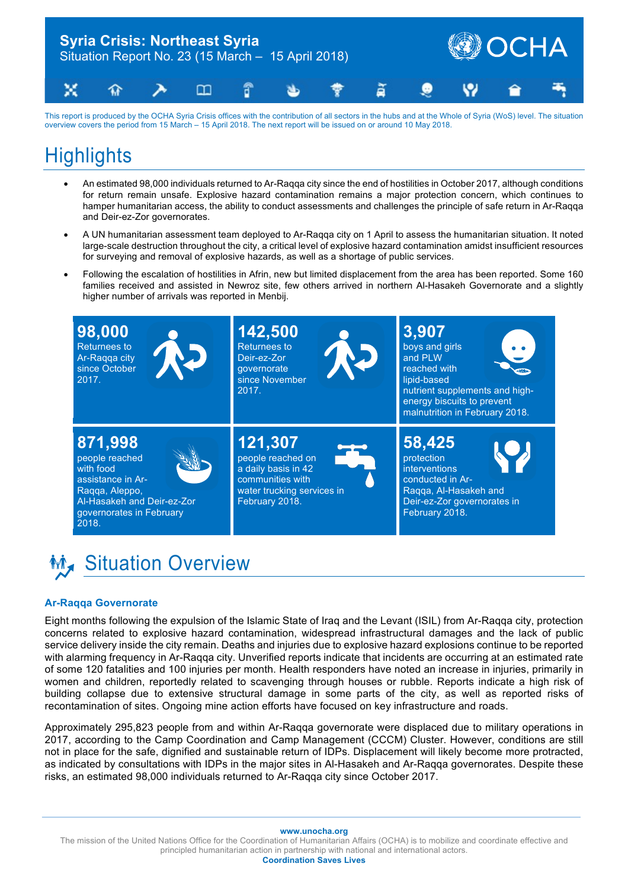# Syria Crisis: Northeast Syria

Situation Report No. 23 (15 March – 15 April 2018)

This report is produced by the OCHA Syria Crisis offices with the contribution of all sectors in the hubs and at the Whole of Syria (WoS) level. The situation overview covers the period from 15 March – 15 April 2018. The next report will be issued on or around 10 May 2018.

## Highlights

- An estimated 98,000 individuals returned to Ar-Raqqa city since the end of hostilities in October 2017, although conditions for return remain unsafe. Explosive hazard contamination remains a major protection concern, which continues to hamper humanitarian access, the ability to conduct assessments and challenges the principle of safe return in Ar-Raqqa and Deir-ez-Zor governorates.
- A UN humanitarian assessment team deployed to Ar-Raqqa city on 1 April to assess the humanitarian situation. It noted large-scale destruction throughout the city, a critical level of explosive hazard contamination amidst insufficient resources for surveying and removal of explosive hazards, as well as a shortage of public services.
- Following the escalation of hostilities in Afrin, new but limited displacement from the area has been reported. Some 160 families received and assisted in Newroz site, few others arrived in northern Al-Hasakeh Governorate and a slightly higher number of arrivals was reported in Menbij.

**98,000**
Returnees to Ar-Raqqa city since October 2017.

**142,500**
Returnees to Deir-ez-Zor governorate since November 2017.

**3,907**
boys and girls and PLW reached with lipid-based nutrient supplements and high-energy biscuits to prevent malnutrition in February 2018.

**871,998**
people reached with food assistance in Ar-Raqqa, Aleppo, Al-Hasakeh and Deir-ez-Zor governorates in February 2018.

**121,307**
people reached on a daily basis in 42 communities with water trucking services in February 2018.

**58,425**
protection interventions conducted in Ar-Raqqa, Al-Hasakeh and Deir-ez-Zor governorates in February 2018.

## Situation Overview

### Ar-Raqqa Governorate

Eight months following the expulsion of the Islamic State of Iraq and the Levant (ISIL) from Ar-Raqqa city, protection concerns related to explosive hazard contamination, widespread infrastructural damages and the lack of public service delivery inside the city remain. Deaths and injuries due to explosive hazard explosions continue to be reported with alarming frequency in Ar-Raqqa city. Unverified reports indicate that incidents are occurring at an estimated rate of some 120 fatalities and 100 injuries per month. Health responders have noted an increase in injuries, primarily in women and children, reportedly related to scavenging through houses or rubble. Reports indicate a high risk of building collapse due to extensive structural damage in some parts of the city, as well as reported risks of recontamination of sites. Ongoing mine action efforts have focused on key infrastructure and roads.

Approximately 295,823 people from and within Ar-Raqqa governorate were displaced due to military operations in 2017, according to the Camp Coordination and Camp Management (CCCM) Cluster. However, conditions are still not in place for the safe, dignified and sustainable return of IDPs. Displacement will likely become more protracted, as indicated by consultations with IDPs in the major sites in Al-Hasakeh and Ar-Raqqa governorates. Despite these risks, an estimated 98,000 individuals returned to Ar-Raqqa city since October 2017.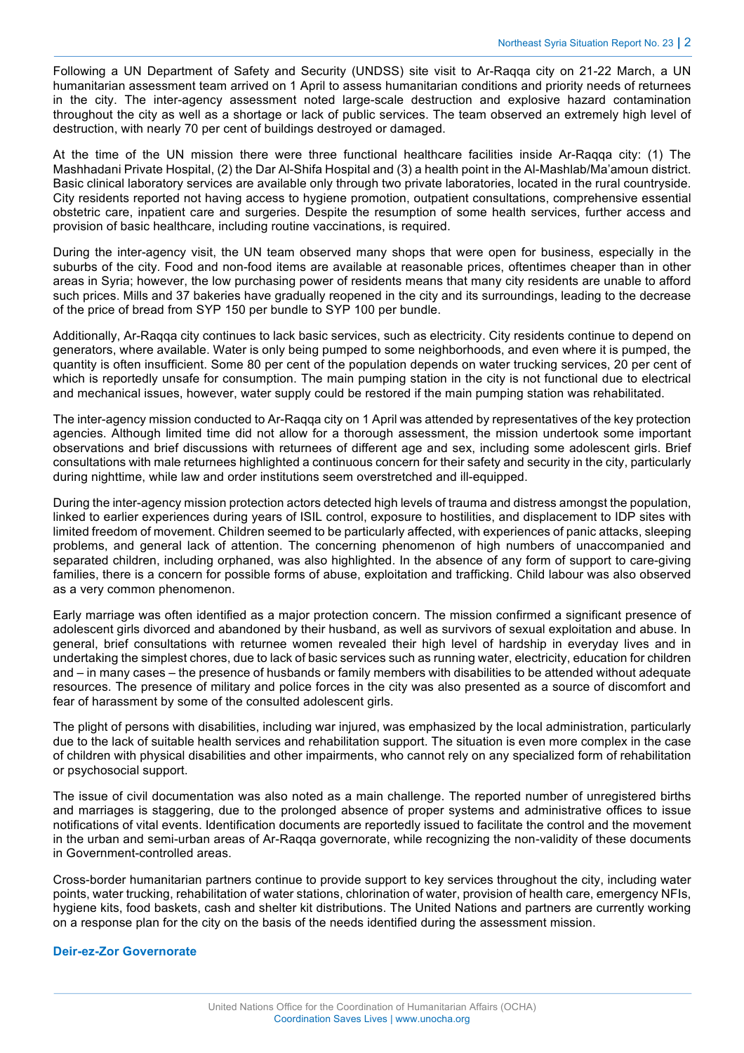Following a UN Department of Safety and Security (UNDSS) site visit to Ar-Raqqa city on 21-22 March, a UN humanitarian assessment team arrived on 1 April to assess humanitarian conditions and priority needs of returnees in the city. The inter-agency assessment noted large-scale destruction and explosive hazard contamination throughout the city as well as a shortage or lack of public services. The team observed an extremely high level of destruction, with nearly 70 per cent of buildings destroyed or damaged.

At the time of the UN mission there were three functional healthcare facilities inside Ar-Raqqa city: (1) The Mashhadani Private Hospital, (2) the Dar Al-Shifa Hospital and (3) a health point in the Al-Mashlab/Ma'amoun district. Basic clinical laboratory services are available only through two private laboratories, located in the rural countryside. City residents reported not having access to hygiene promotion, outpatient consultations, comprehensive essential obstetric care, inpatient care and surgeries. Despite the resumption of some health services, further access and provision of basic healthcare, including routine vaccinations, is required.

During the inter-agency visit, the UN team observed many shops that were open for business, especially in the suburbs of the city. Food and non-food items are available at reasonable prices, oftentimes cheaper than in other areas in Syria; however, the low purchasing power of residents means that many city residents are unable to afford such prices. Mills and 37 bakeries have gradually reopened in the city and its surroundings, leading to the decrease of the price of bread from SYP 150 per bundle to SYP 100 per bundle.

Additionally, Ar-Raqqa city continues to lack basic services, such as electricity. City residents continue to depend on generators, where available. Water is only being pumped to some neighborhoods, and even where it is pumped, the quantity is often insufficient. Some 80 per cent of the population depends on water trucking services, 20 per cent of which is reportedly unsafe for consumption. The main pumping station in the city is not functional due to electrical and mechanical issues, however, water supply could be restored if the main pumping station was rehabilitated.

The inter-agency mission conducted to Ar-Raqqa city on 1 April was attended by representatives of the key protection agencies. Although limited time did not allow for a thorough assessment, the mission undertook some important observations and brief discussions with returnees of different age and sex, including some adolescent girls. Brief consultations with male returnees highlighted a continuous concern for their safety and security in the city, particularly during nighttime, while law and order institutions seem overstretched and ill-equipped.

During the inter-agency mission protection actors detected high levels of trauma and distress amongst the population, linked to earlier experiences during years of ISIL control, exposure to hostilities, and displacement to IDP sites with limited freedom of movement. Children seemed to be particularly affected, with experiences of panic attacks, sleeping problems, and general lack of attention. The concerning phenomenon of high numbers of unaccompanied and separated children, including orphaned, was also highlighted. In the absence of any form of support to care-giving families, there is a concern for possible forms of abuse, exploitation and trafficking. Child labour was also observed as a very common phenomenon.

Early marriage was often identified as a major protection concern. The mission confirmed a significant presence of adolescent girls divorced and abandoned by their husband, as well as survivors of sexual exploitation and abuse. In general, brief consultations with returnee women revealed their high level of hardship in everyday lives and in undertaking the simplest chores, due to lack of basic services such as running water, electricity, education for children and – in many cases – the presence of husbands or family members with disabilities to be attended without adequate resources. The presence of military and police forces in the city was also presented as a source of discomfort and fear of harassment by some of the consulted adolescent girls.

The plight of persons with disabilities, including war injured, was emphasized by the local administration, particularly due to the lack of suitable health services and rehabilitation support. The situation is even more complex in the case of children with physical disabilities and other impairments, who cannot rely on any specialized form of rehabilitation or psychosocial support.

The issue of civil documentation was also noted as a main challenge. The reported number of unregistered births and marriages is staggering, due to the prolonged absence of proper systems and administrative offices to issue notifications of vital events. Identification documents are reportedly issued to facilitate the control and the movement in the urban and semi-urban areas of Ar-Raqqa governorate, while recognizing the non-validity of these documents in Government-controlled areas.

Cross-border humanitarian partners continue to provide support to key services throughout the city, including water points, water trucking, rehabilitation of water stations, chlorination of water, provision of health care, emergency NFIs, hygiene kits, food baskets, cash and shelter kit distributions. The United Nations and partners are currently working on a response plan for the city on the basis of the needs identified during the assessment mission.

### Deir-ez-Zor Governorate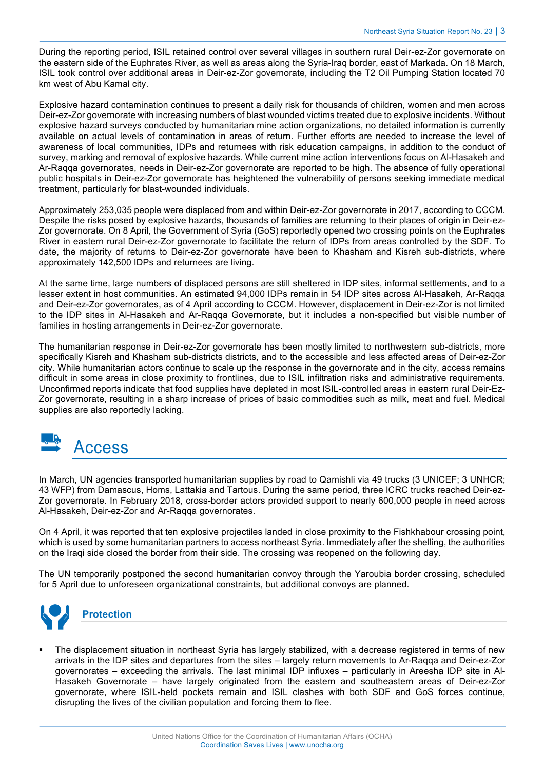During the reporting period, ISIL retained control over several villages in southern rural Deir-ez-Zor governorate on the eastern side of the Euphrates River, as well as areas along the Syria-Iraq border, east of Markada. On 18 March, ISIL took control over additional areas in Deir-ez-Zor governorate, including the T2 Oil Pumping Station located 70 km west of Abu Kamal city.

Explosive hazard contamination continues to present a daily risk for thousands of children, women and men across Deir-ez-Zor governorate with increasing numbers of blast wounded victims treated due to explosive incidents. Without explosive hazard surveys conducted by humanitarian mine action organizations, no detailed information is currently available on actual levels of contamination in areas of return. Further efforts are needed to increase the level of awareness of local communities, IDPs and returnees with risk education campaigns, in addition to the conduct of survey, marking and removal of explosive hazards. While current mine action interventions focus on Al-Hasakeh and Ar-Raqqa governorates, needs in Deir-ez-Zor governorate are reported to be high. The absence of fully operational public hospitals in Deir-ez-Zor governorate has heightened the vulnerability of persons seeking immediate medical treatment, particularly for blast-wounded individuals.

Approximately 253,035 people were displaced from and within Deir-ez-Zor governorate in 2017, according to CCCM. Despite the risks posed by explosive hazards, thousands of families are returning to their places of origin in Deir-ez-Zor governorate. On 8 April, the Government of Syria (GoS) reportedly opened two crossing points on the Euphrates River in eastern rural Deir-ez-Zor governorate to facilitate the return of IDPs from areas controlled by the SDF. To date, the majority of returns to Deir-ez-Zor governorate have been to Khasham and Kisreh sub-districts, where approximately 142,500 IDPs and returnees are living.

At the same time, large numbers of displaced persons are still sheltered in IDP sites, informal settlements, and to a lesser extent in host communities. An estimated 94,000 IDPs remain in 54 IDP sites across Al-Hasakeh, Ar-Raqqa and Deir-ez-Zor governorates, as of 4 April according to CCCM. However, displacement in Deir-ez-Zor is not limited to the IDP sites in Al-Hasakeh and Ar-Raqqa Governorate, but it includes a non-specified but visible number of families in hosting arrangements in Deir-ez-Zor governorate.

The humanitarian response in Deir-ez-Zor governorate has been mostly limited to northwestern sub-districts, more specifically Kisreh and Khasham sub-districts districts, and to the accessible and less affected areas of Deir-ez-Zor city. While humanitarian actors continue to scale up the response in the governorate and in the city, access remains difficult in some areas in close proximity to frontlines, due to ISIL infiltration risks and administrative requirements. Unconfirmed reports indicate that food supplies have depleted in most ISIL-controlled areas in eastern rural Deir-Ez-Zor governorate, resulting in a sharp increase of prices of basic commodities such as milk, meat and fuel. Medical supplies are also reportedly lacking.

# Access

In March, UN agencies transported humanitarian supplies by road to Qamishli via 49 trucks (3 UNICEF; 3 UNHCR; 43 WFP) from Damascus, Homs, Lattakia and Tartous. During the same period, three ICRC trucks reached Deir-ez-Zor governorate. In February 2018, cross-border actors provided support to nearly 600,000 people in need across Al-Hasakeh, Deir-ez-Zor and Ar-Raqqa governorates.

On 4 April, it was reported that ten explosive projectiles landed in close proximity to the Fishkhabour crossing point, which is used by some humanitarian partners to access northeast Syria. Immediately after the shelling, the authorities on the Iraqi side closed the border from their side. The crossing was reopened on the following day.

The UN temporarily postponed the second humanitarian convoy through the Yaroubia border crossing, scheduled for 5 April due to unforeseen organizational constraints, but additional convoys are planned.

## Protection

- The displacement situation in northeast Syria has largely stabilized, with a decrease registered in terms of new arrivals in the IDP sites and departures from the sites – largely return movements to Ar-Raqqa and Deir-ez-Zor governorates – exceeding the arrivals. The last minimal IDP influxes – particularly in Areesha IDP site in Al-Hasakeh Governorate – have largely originated from the eastern and southeastern areas of Deir-ez-Zor governorate, where ISIL-held pockets remain and ISIL clashes with both SDF and GoS forces continue, disrupting the lives of the civilian population and forcing them to flee.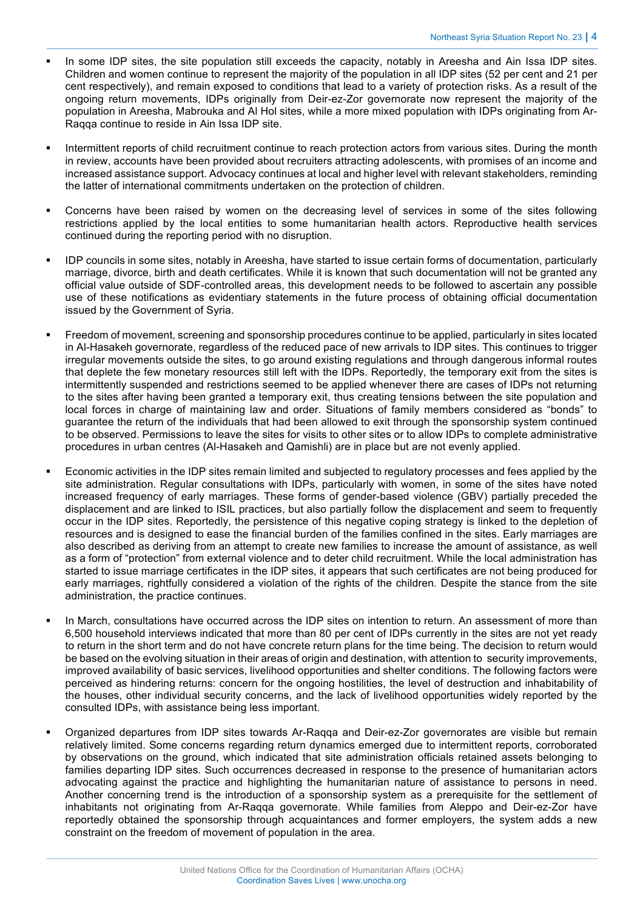- In some IDP sites, the site population still exceeds the capacity, notably in Areesha and Ain Issa IDP sites. Children and women continue to represent the majority of the population in all IDP sites (52 per cent and 21 per cent respectively), and remain exposed to conditions that lead to a variety of protection risks. As a result of the ongoing return movements, IDPs originally from Deir-ez-Zor governorate now represent the majority of the population in Areesha, Mabrouka and Al Hol sites, while a more mixed population with IDPs originating from Ar-Raqqa continue to reside in Ain Issa IDP site.

- Intermittent reports of child recruitment continue to reach protection actors from various sites. During the month in review, accounts have been provided about recruiters attracting adolescents, with promises of an income and increased assistance support. Advocacy continues at local and higher level with relevant stakeholders, reminding the latter of international commitments undertaken on the protection of children.

- Concerns have been raised by women on the decreasing level of services in some of the sites following restrictions applied by the local entities to some humanitarian health actors. Reproductive health services continued during the reporting period with no disruption.

- IDP councils in some sites, notably in Areesha, have started to issue certain forms of documentation, particularly marriage, divorce, birth and death certificates. While it is known that such documentation will not be granted any official value outside of SDF-controlled areas, this development needs to be followed to ascertain any possible use of these notifications as evidentiary statements in the future process of obtaining official documentation issued by the Government of Syria.

- Freedom of movement, screening and sponsorship procedures continue to be applied, particularly in sites located in Al-Hasakeh governorate, regardless of the reduced pace of new arrivals to IDP sites. This continues to trigger irregular movements outside the sites, to go around existing regulations and through dangerous informal routes that deplete the few monetary resources still left with the IDPs. Reportedly, the temporary exit from the sites is intermittently suspended and restrictions seemed to be applied whenever there are cases of IDPs not returning to the sites after having been granted a temporary exit, thus creating tensions between the site population and local forces in charge of maintaining law and order. Situations of family members considered as "bonds" to guarantee the return of the individuals that had been allowed to exit through the sponsorship system continued to be observed. Permissions to leave the sites for visits to other sites or to allow IDPs to complete administrative procedures in urban centres (Al-Hasakeh and Qamishli) are in place but are not evenly applied.

- Economic activities in the IDP sites remain limited and subjected to regulatory processes and fees applied by the site administration. Regular consultations with IDPs, particularly with women, in some of the sites have noted increased frequency of early marriages. These forms of gender-based violence (GBV) partially preceded the displacement and are linked to ISIL practices, but also partially follow the displacement and seem to frequently occur in the IDP sites. Reportedly, the persistence of this negative coping strategy is linked to the depletion of resources and is designed to ease the financial burden of the families confined in the sites. Early marriages are also described as deriving from an attempt to create new families to increase the amount of assistance, as well as a form of "protection" from external violence and to deter child recruitment. While the local administration has started to issue marriage certificates in the IDP sites, it appears that such certificates are not being produced for early marriages, rightfully considered a violation of the rights of the children. Despite the stance from the site administration, the practice continues.

- In March, consultations have occurred across the IDP sites on intention to return. An assessment of more than 6,500 household interviews indicated that more than 80 per cent of IDPs currently in the sites are not yet ready to return in the short term and do not have concrete return plans for the time being. The decision to return would be based on the evolving situation in their areas of origin and destination, with attention to security improvements, improved availability of basic services, livelihood opportunities and shelter conditions. The following factors were perceived as hindering returns: concern for the ongoing hostilities, the level of destruction and inhabitability of the houses, other individual security concerns, and the lack of livelihood opportunities widely reported by the consulted IDPs, with assistance being less important.

- Organized departures from IDP sites towards Ar-Raqqa and Deir-ez-Zor governorates are visible but remain relatively limited. Some concerns regarding return dynamics emerged due to intermittent reports, corroborated by observations on the ground, which indicated that site administration officials retained assets belonging to families departing IDP sites. Such occurrences decreased in response to the presence of humanitarian actors advocating against the practice and highlighting the humanitarian nature of assistance to persons in need. Another concerning trend is the introduction of a sponsorship system as a prerequisite for the settlement of inhabitants not originating from Ar-Raqqa governorate. While families from Aleppo and Deir-ez-Zor have reportedly obtained the sponsorship through acquaintances and former employers, the system adds a new constraint on the freedom of movement of population in the area.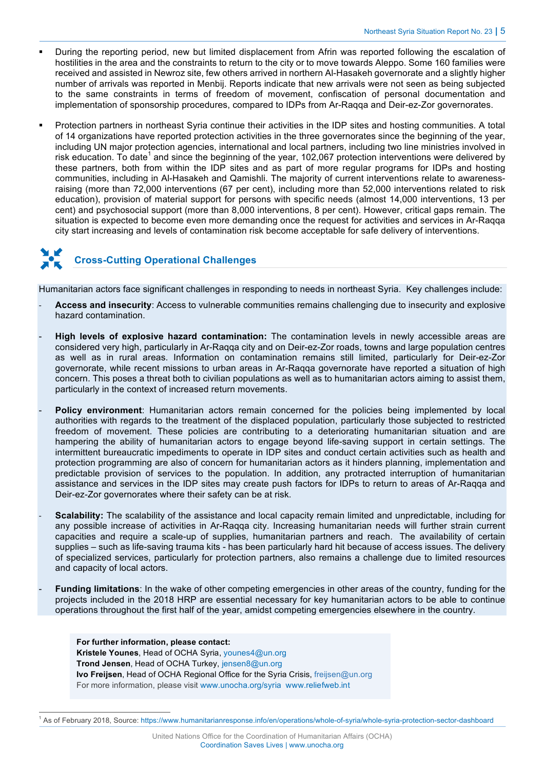- During the reporting period, new but limited displacement from Afrin was reported following the escalation of hostilities in the area and the constraints to return to the city or to move towards Aleppo. Some 160 families were received and assisted in Newroz site, few others arrived in northern Al-Hasakeh governorate and a slightly higher number of arrivals was reported in Menbij. Reports indicate that new arrivals were not seen as being subjected to the same constraints in terms of freedom of movement, confiscation of personal documentation and implementation of sponsorship procedures, compared to IDPs from Ar-Raqqa and Deir-ez-Zor governorates.

- Protection partners in northeast Syria continue their activities in the IDP sites and hosting communities. A total of 14 organizations have reported protection activities in the three governorates since the beginning of the year, including UN major protection agencies, international and local partners, including two line ministries involved in risk education. To date[1] and since the beginning of the year, 102,067 protection interventions were delivered by these partners, both from within the IDP sites and as part of more regular programs for IDPs and hosting communities, including in Al-Hasakeh and Qamishli. The majority of current interventions relate to awareness-raising (more than 72,000 interventions (67 per cent), including more than 52,000 interventions related to risk education), provision of material support for persons with specific needs (almost 14,000 interventions, 13 per cent) and psychosocial support (more than 8,000 interventions, 8 per cent). However, critical gaps remain. The situation is expected to become even more demanding once the request for activities and services in Ar-Raqqa city start increasing and levels of contamination risk become acceptable for safe delivery of interventions.

## Cross-Cutting Operational Challenges

Humanitarian actors face significant challenges in responding to needs in northeast Syria. Key challenges include:

- **Access and insecurity**: Access to vulnerable communities remains challenging due to insecurity and explosive hazard contamination.

- **High levels of explosive hazard contamination:** The contamination levels in newly accessible areas are considered very high, particularly in Ar-Raqqa city and on Deir-ez-Zor roads, towns and large population centres as well as in rural areas. Information on contamination remains still limited, particularly for Deir-ez-Zor governorate, while recent missions to urban areas in Ar-Raqqa governorate have reported a situation of high concern. This poses a threat both to civilian populations as well as to humanitarian actors aiming to assist them, particularly in the context of increased return movements.

- **Policy environment**: Humanitarian actors remain concerned for the policies being implemented by local authorities with regards to the treatment of the displaced population, particularly those subjected to restricted freedom of movement. These policies are contributing to a deteriorating humanitarian situation and are hampering the ability of humanitarian actors to engage beyond life-saving support in certain settings. The intermittent bureaucratic impediments to operate in IDP sites and conduct certain activities such as health and protection programming are also of concern for humanitarian actors as it hinders planning, implementation and predictable provision of services to the population. In addition, any protracted interruption of humanitarian assistance and services in the IDP sites may create push factors for IDPs to return to areas of Ar-Raqqa and Deir-ez-Zor governorates where their safety can be at risk.

- **Scalability:** The scalability of the assistance and local capacity remain limited and unpredictable, including for any possible increase of activities in Ar-Raqqa city. Increasing humanitarian needs will further strain current capacities and require a scale-up of supplies, humanitarian partners and reach. The availability of certain supplies – such as life-saving trauma kits - has been particularly hard hit because of access issues. The delivery of specialized services, particularly for protection partners, also remains a challenge due to limited resources and capacity of local actors.

- **Funding limitations**: In the wake of other competing emergencies in other areas of the country, funding for the projects included in the 2018 HRP are essential necessary for key humanitarian actors to be able to continue operations throughout the first half of the year, amidst competing emergencies elsewhere in the country.

**For further information, please contact:**
**Kristele Younes**, Head of OCHA Syria, younes4@un.org
**Trond Jensen**, Head of OCHA Turkey, jensen8@un.org
**Ivo Freijsen**, Head of OCHA Regional Office for the Syria Crisis, freijsen@un.org
For more information, please visit www.unocha.org/syria www.reliefweb.int

[1] As of February 2018, Source: https://www.humanitarianresponse.info/en/operations/whole-of-syria/whole-syria-protection-sector-dashboard